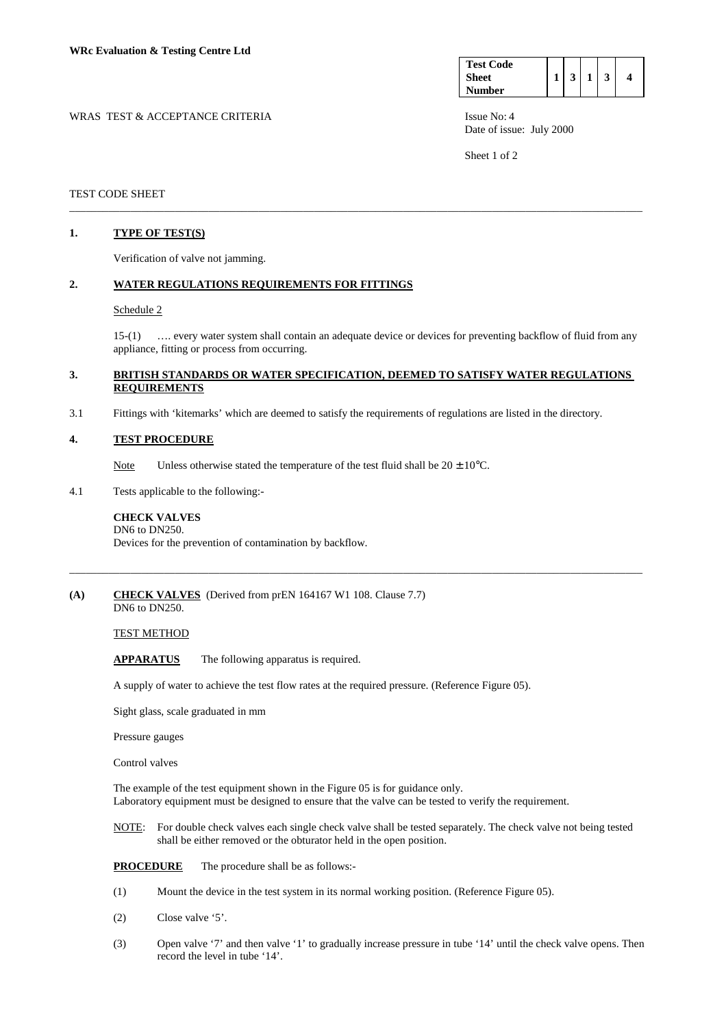**WRc Evaluation & Testing Centre Ltd**

| Test Code Sheet Number | 1 | 3 | 1 | 3 | 4 |
|---|---|---|---|---|---|

WRAS TEST & ACCEPTANCE CRITERIA

Issue No: 4
Date of issue: July 2000

TEST CODE SHEET

---

## 1. TYPE OF TEST(S)

Verification of valve not jamming.

## 2. WATER REGULATIONS REQUIREMENTS FOR FITTINGS

Schedule 2

15-(1) …. every water system shall contain an adequate device or devices for preventing backflow of fluid from any appliance, fitting or process from occurring.

## 3. BRITISH STANDARDS OR WATER SPECIFICATION, DEEMED TO SATISFY WATER REGULATIONS REQUIREMENTS

3.1 Fittings with 'kitemarks' which are deemed to satisfy the requirements of regulations are listed in the directory.

## 4. TEST PROCEDURE

Note Unless otherwise stated the temperature of the test fluid shall be $20 \pm 10°C$.

4.1 Tests applicable to the following:-

**CHECK VALVES**
DN6 to DN250.
Devices for the prevention of contamination by backflow.

---

## (A) CHECK VALVES (Derived from prEN 164167 W1 108. Clause 7.7)

DN6 to DN250.

TEST METHOD

**APPARATUS** The following apparatus is required.

A supply of water to achieve the test flow rates at the required pressure. (Reference Figure 05).

Sight glass, scale graduated in mm

Pressure gauges

Control valves

The example of the test equipment shown in the Figure 05 is for guidance only.
Laboratory equipment must be designed to ensure that the valve can be tested to verify the requirement.

NOTE: For double check valves each single check valve shall be tested separately. The check valve not being tested shall be either removed or the obturator held in the open position.

**PROCEDURE** The procedure shall be as follows:-

(1) Mount the device in the test system in its normal working position. (Reference Figure 05).

(2) Close valve '5'.

(3) Open valve '7' and then valve '1' to gradually increase pressure in tube '14' until the check valve opens. Then record the level in tube '14'.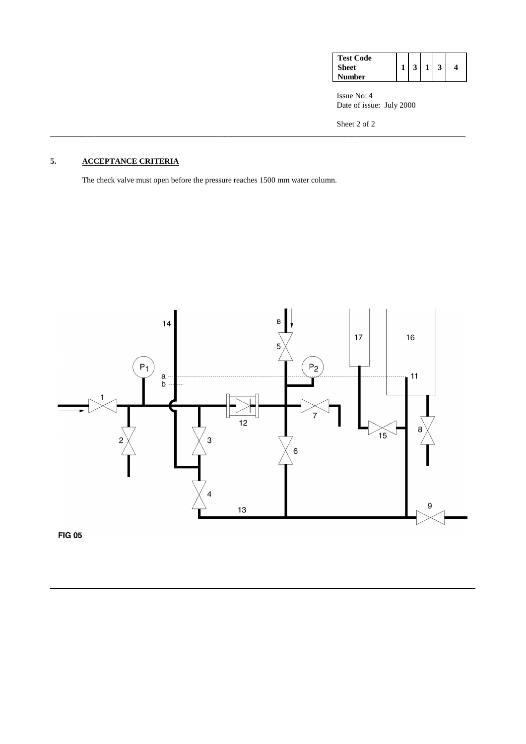## 5. ACCEPTANCE CRITERIA

The check valve must open before the pressure reaches 1500 mm water column.

**FIG 05**